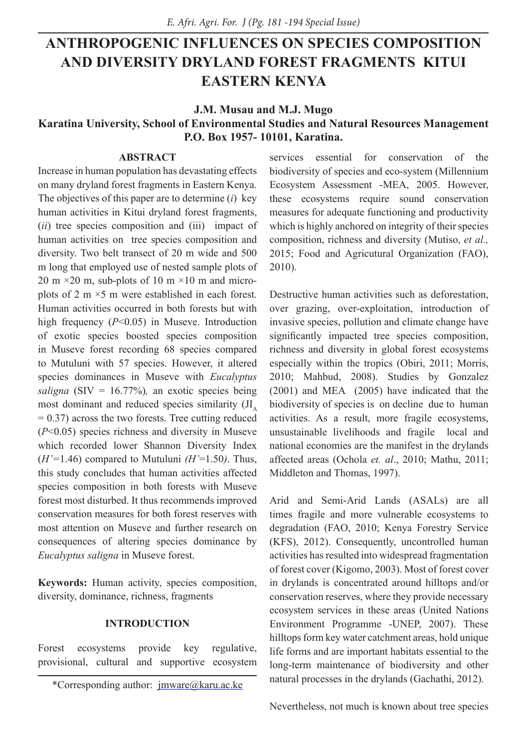# ANTHROPOGENIC INFLUENCES ON SPECIES COMPOSITION AND DIVERSITY DRYLAND FOREST FRAGMENTS KITUI EASTERN KENYA

**J.M. Musau and M.J. Mugo**

**Karatina University, School of Environmental Studies and Natural Resources Management P.O. Box 1957- 10101, Karatina.**

## ABSTRACT

Increase in human population has devastating effects on many dryland forest fragments in Eastern Kenya. The objectives of this paper are to determine (*i*) key human activities in Kitui dryland forest fragments, (*ii*) tree species composition and (iii) impact of human activities on tree species composition and diversity. Two belt transect of 20 m wide and 500 m long that employed use of nested sample plots of 20 m ×20 m, sub-plots of 10 m ×10 m and micro-plots of 2 m ×5 m were established in each forest. Human activities occurred in both forests but with high frequency ($P<0.05$) in Museve. Introduction of exotic species boosted species composition in Museve forest recording 68 species compared to Mutuluni with 57 species. However, it altered species dominances in Museve with *Eucalyptus saligna* (SIV = 16.77%), an exotic species being most dominant and reduced species similarity ($JI_A = 0.37$) across the two forests. Tree cutting reduced ($P<0.05$) species richness and diversity in Museve which recorded lower Shannon Diversity Index ($H'=1.46$) compared to Mutuluni ($H'=1.50$). Thus, this study concludes that human activities affected species composition in both forests with Museve forest most disturbed. It thus recommends improved conservation measures for both forest reserves with most attention on Museve and further research on consequences of altering species dominance by *Eucalyptus saligna* in Museve forest.

**Keywords:** Human activity, species composition, diversity, dominance, richness, fragments

## INTRODUCTION

Forest ecosystems provide key regulative, provisional, cultural and supportive ecosystem services essential for conservation of the biodiversity of species and eco-system (Millennium Ecosystem Assessment -MEA, 2005. However, these ecosystems require sound conservation measures for adequate functioning and productivity which is highly anchored on integrity of their species composition, richness and diversity (Mutiso, *et al.,* 2015; Food and Agricutural Organization (FAO), 2010).

Destructive human activities such as deforestation, over grazing, over-exploitation, introduction of invasive species, pollution and climate change have significantly impacted tree species composition, richness and diversity in global forest ecosystems especially within the tropics (Obiri, 2011; Morris, 2010; Mahbud, 2008). Studies by Gonzalez (2001) and MEA (2005) have indicated that the biodiversity of species is on decline due to human activities. As a result, more fragile ecosystems, unsustainable livelihoods and fragile local and national economies are the manifest in the drylands affected areas (Ochola *et. al*., 2010; Mathu, 2011; Middleton and Thomas, 1997).

Arid and Semi-Arid Lands (ASALs) are all times fragile and more vulnerable ecosystems to degradation (FAO, 2010; Kenya Forestry Service (KFS), 2012). Consequently, uncontrolled human activities has resulted into widespread fragmentation of forest cover (Kigomo, 2003). Most of forest cover in drylands is concentrated around hilltops and/or conservation reserves, where they provide necessary ecosystem services in these areas (United Nations Environment Programme -UNEP, 2007). These hilltops form key water catchment areas, hold unique life forms and are important habitats essential to the long-term maintenance of biodiversity and other natural processes in the drylands (Gachathi, 2012).

Nevertheless, not much is known about tree species

*Corresponding author: jmware@karu.ac.ke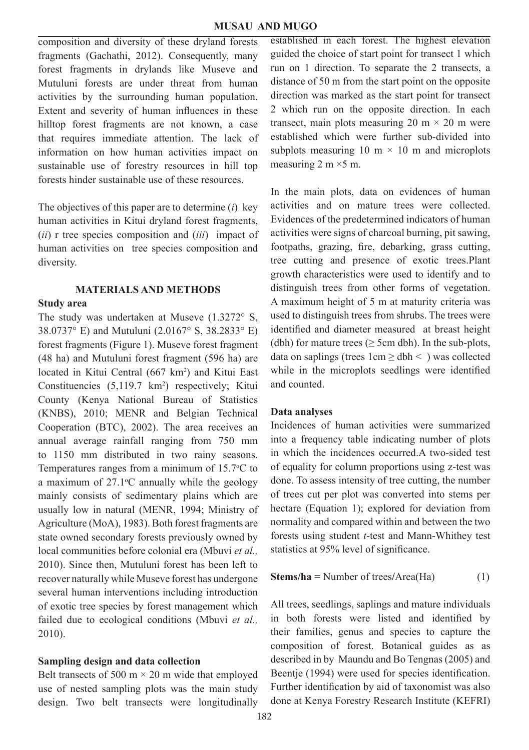composition and diversity of these dryland forests fragments (Gachathi, 2012). Consequently, many forest fragments in drylands like Museve and Mutuluni forests are under threat from human activities by the surrounding human population. Extent and severity of human influences in these hilltop forest fragments are not known, a case that requires immediate attention. The lack of information on how human activities impact on sustainable use of forestry resources in hill top forests hinder sustainable use of these resources.

The objectives of this paper are to determine (*i*) key human activities in Kitui dryland forest fragments, (*ii*) r tree species composition and (*iii*) impact of human activities on tree species composition and diversity.

## MATERIALS AND METHODS

### Study area

The study was undertaken at Museve (1.3272° S, 38.0737° E) and Mutuluni (2.0167° S, 38.2833° E) forest fragments (Figure 1). Museve forest fragment (48 ha) and Mutuluni forest fragment (596 ha) are located in Kitui Central (667 km$^2$) and Kitui East Constituencies (5,119.7 km$^2$) respectively; Kitui County (Kenya National Bureau of Statistics (KNBS), 2010; MENR and Belgian Technical Cooperation (BTC), 2002). The area receives an annual average rainfall ranging from 750 mm to 1150 mm distributed in two rainy seasons. Temperatures ranges from a minimum of 15.7$^o$C to a maximum of 27.1$^o$C annually while the geology mainly consists of sedimentary plains which are usually low in natural (MENR, 1994; Ministry of Agriculture (MoA), 1983). Both forest fragments are state owned secondary forests previously owned by local communities before colonial era (Mbuvi *et al.,* 2010). Since then, Mutuluni forest has been left to recover naturally while Museve forest has undergone several human interventions including introduction of exotic tree species by forest management which failed due to ecological conditions (Mbuvi *et al.,* 2010).

### Sampling design and data collection

Belt transects of 500 m × 20 m wide that employed use of nested sampling plots was the main study design. Two belt transects were longitudinally established in each forest. The highest elevation guided the choice of start point for transect 1 which run on 1 direction. To separate the 2 transects, a distance of 50 m from the start point on the opposite direction was marked as the start point for transect 2 which run on the opposite direction. In each transect, main plots measuring 20 m × 20 m were established which were further sub-divided into subplots measuring 10 m × 10 m and microplots measuring 2 m ×5 m.

In the main plots, data on evidences of human activities and on mature trees were collected. Evidences of the predetermined indicators of human activities were signs of charcoal burning, pit sawing, footpaths, grazing, fire, debarking, grass cutting, tree cutting and presence of exotic trees.Plant growth characteristics were used to identify and to distinguish trees from other forms of vegetation. A maximum height of 5 m at maturity criteria was used to distinguish trees from shrubs. The trees were identified and diameter measured at breast height (dbh) for mature trees (≥ 5cm dbh). In the sub-plots, data on saplings (trees 1cm ≥ dbh < ) was collected while in the microplots seedlings were identified and counted.

### Data analyses

Incidences of human activities were summarized into a frequency table indicating number of plots in which the incidences occurred.A two-sided test of equality for column proportions using z-test was done. To assess intensity of tree cutting, the number of trees cut per plot was converted into stems per hectare (Equation 1); explored for deviation from normality and compared within and between the two forests using student *t*-test and Mann-Whithey test statistics at 95% level of significance.

**Stems/ha =** Number of trees/Area(Ha) (1)

All trees, seedlings, saplings and mature individuals in both forests were listed and identified by their families, genus and species to capture the composition of forest. Botanical guides as as described in by Maundu and Bo Tengnas (2005) and Beentje (1994) were used for species identification. Further identification by aid of taxonomist was also done at Kenya Forestry Research Institute (KEFRI)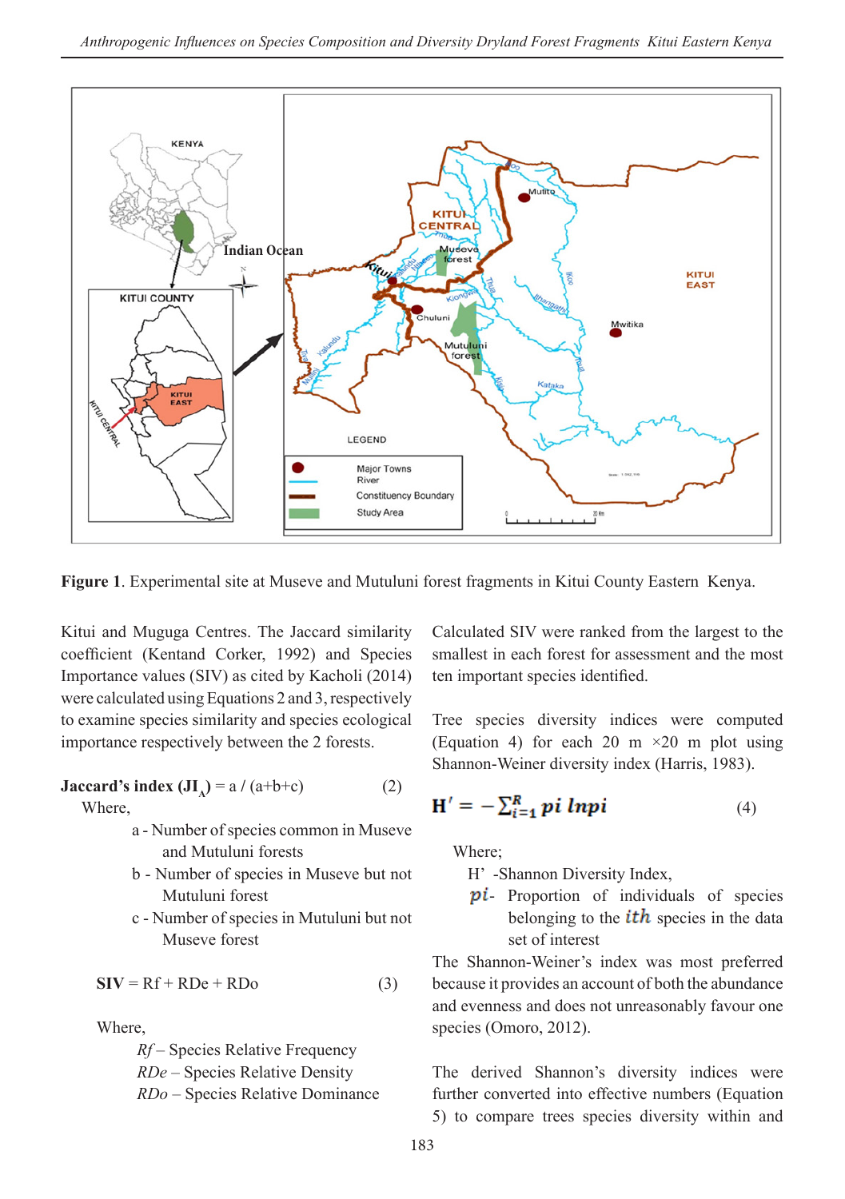**Figure 1**. Experimental site at Museve and Mutuluni forest fragments in Kitui County Eastern Kenya.

Kitui and Muguga Centres. The Jaccard similarity coefficient (Kentand Corker, 1992) and Species Importance values (SIV) as cited by Kacholi (2014) were calculated using Equations 2 and 3, respectively to examine species similarity and species ecological importance respectively between the 2 forests.

**Jaccard's index ($JI_A$)** = a / (a+b+c) (2)

Where,

- a - Number of species common in Museve and Mutuluni forests
- b - Number of species in Museve but not Mutuluni forest
- c - Number of species in Mutuluni but not Museve forest

**SIV** = Rf + RDe + RDo (3)

Where,

- *Rf* – Species Relative Frequency
- *RDe* – Species Relative Density
- *RDo* – Species Relative Dominance

Calculated SIV were ranked from the largest to the smallest in each forest for assessment and the most ten important species identified.

Tree species diversity indices were computed (Equation 4) for each 20 m ×20 m plot using Shannon-Weiner diversity index (Harris, 1983).

$$H' = -\sum_{i=1}^{R} pi \ lnpi \quad (4)$$

Where;

- H' -Shannon Diversity Index,
- $pi$- Proportion of individuals of species belonging to the $ith$ species in the data set of interest

The Shannon-Weiner's index was most preferred because it provides an account of both the abundance and evenness and does not unreasonably favour one species (Omoro, 2012).

The derived Shannon's diversity indices were further converted into effective numbers (Equation 5) to compare trees species diversity within and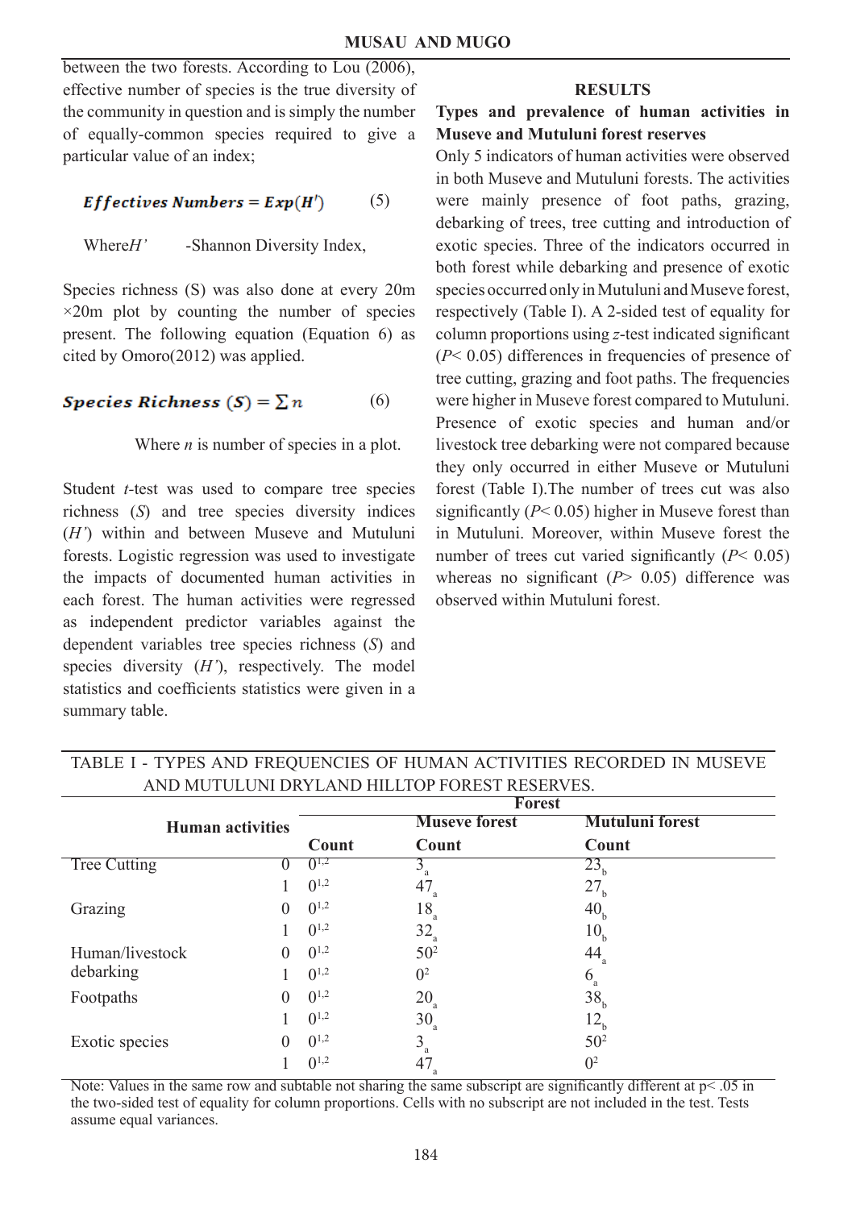between the two forests. According to Lou (2006), effective number of species is the true diversity of the community in question and is simply the number of equally-common species required to give a particular value of an index;

$$Effectives\ Numbers = Exp(H') \qquad (5)$$

Where $H'$ -Shannon Diversity Index,

Species richness (S) was also done at every 20m ×20m plot by counting the number of species present. The following equation (Equation 6) as cited by Omoro(2012) was applied.

$$Species\ Richness\ (S) = \sum n \qquad (6)$$

Where $n$ is number of species in a plot.

Student *t*-test was used to compare tree species richness (*S*) and tree species diversity indices ($H'$) within and between Museve and Mutuluni forests. Logistic regression was used to investigate the impacts of documented human activities in each forest. The human activities were regressed as independent predictor variables against the dependent variables tree species richness (*S*) and species diversity ($H'$), respectively. The model statistics and coefficients statistics were given in a summary table.

## RESULTS

### Types and prevalence of human activities in Museve and Mutuluni forest reserves

Only 5 indicators of human activities were observed in both Museve and Mutuluni forests. The activities were mainly presence of foot paths, grazing, debarking of trees, tree cutting and introduction of exotic species. Three of the indicators occurred in both forest while debarking and presence of exotic species occurred only in Mutuluni and Museve forest, respectively (Table I). A 2-sided test of equality for column proportions using *z*-test indicated significant ($P< 0.05$) differences in frequencies of presence of tree cutting, grazing and foot paths. The frequencies were higher in Museve forest compared to Mutuluni. Presence of exotic species and human and/or livestock tree debarking were not compared because they only occurred in either Museve or Mutuluni forest (Table I).The number of trees cut was also significantly ($P< 0.05$) higher in Museve forest than in Mutuluni. Moreover, within Museve forest the number of trees cut varied significantly ($P< 0.05$) whereas no significant ($P> 0.05$) difference was observed within Mutuluni forest.

TABLE I - TYPES AND FREQUENCIES OF HUMAN ACTIVITIES RECORDED IN MUSEVE AND MUTULUNI DRYLAND HILLTOP FOREST RESERVES.

| Human activities | | | Forest | |
|---|---|---|---|---|
| | | | Museve forest | Mutuluni forest |
| | | Count | Count | Count |
| Tree Cutting | 0 | 0[1,2] | $3_a$ | $23_b$ |
| | 1 | 0[1,2] | $47_a$ | $27_b$ |
| Grazing | 0 | 0[1,2] | $18_a$ | $40_b$ |
| | 1 | 0[1,2] | $32_a$ | $10_b$ |
| Human/livestock debarking | 0 | 0[1,2] | 50[2] | $44_a$ |
| | 1 | 0[1,2] | 0[2] | $6_a$ |
| Footpaths | 0 | 0[1,2] | $20_a$ | $38_b$ |
| | 1 | 0[1,2] | $30_a$ | $12_b$ |
| Exotic species | 0 | 0[1,2] | $3_a$ | 50[2] |
| | 1 | 0[1,2] | $47_a$ | 0[2] |

Note: Values in the same row and subtable not sharing the same subscript are significantly different at p< .05 in the two-sided test of equality for column proportions. Cells with no subscript are not included in the test. Tests assume equal variances.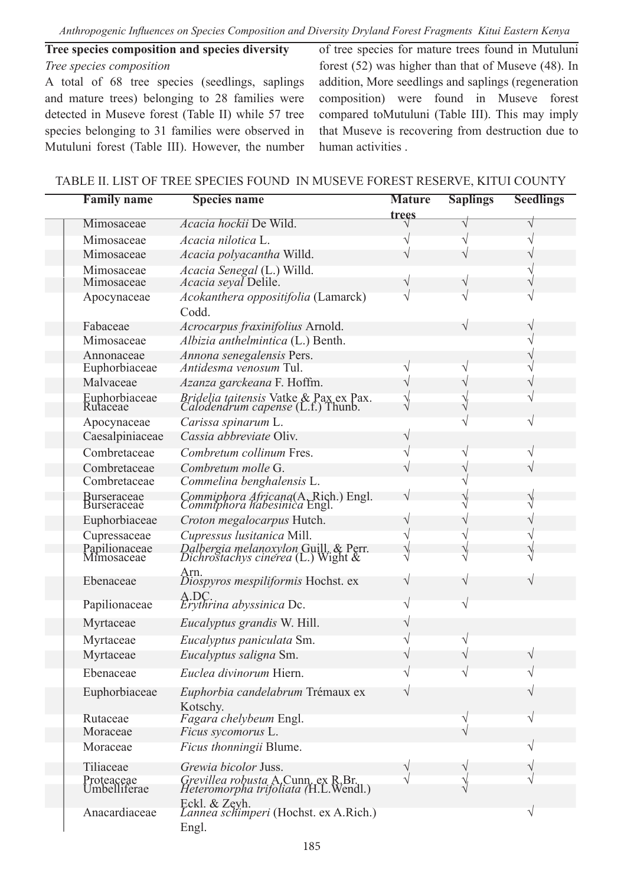### Tree species composition and species diversity

*Tree species composition*

A total of 68 tree species (seedlings, saplings and mature trees) belonging to 28 families were detected in Museve forest (Table II) while 57 tree species belonging to 31 families were observed in Mutuluni forest (Table III). However, the number of tree species for mature trees found in Mutuluni forest (52) was higher than that of Museve (48). In addition, More seedlings and saplings (regeneration composition) were found in Museve forest compared toMutuluni (Table III). This may imply that Museve is recovering from destruction due to human activities .

TABLE II. LIST OF TREE SPECIES FOUND IN MUSEVE FOREST RESERVE, KITUI COUNTY

| Family name | Species name | Mature trees | Saplings | Seedlings |
|---|---|---|---|---|
| Mimosaceae | *Acacia hockii* De Wild. | √ | √ | √ |
| Mimosaceae | *Acacia nilotica* L. | √ | √ | √ |
| Mimosaceae | *Acacia polyacantha* Willd. | √ | √ | √ |
| Mimosaceae | *Acacia Senegal* (L.) Willd. | | | √ |
| Mimosaceae | *Acacia seyal* Delile. | √ | √ | √ |
| Apocynaceae | *Acokanthera oppositifolia* (Lamarck) Codd. | √ | √ | √ |
| Fabaceae | *Acrocarpus fraxinifolius* Arnold. | | √ | √ |
| Mimosaceae | *Albizia anthelmintica* (L.) Benth. | | | √ |
| Annonaceae | *Annona senegalensis* Pers. | | | √ |
| Euphorbiaceae | *Antidesma venosum* Tul. | √ | √ | √ |
| Malvaceae | *Azanza garckeana* F. Hoffm. | √ | √ | √ |
| Euphorbiaceae | *Bridelia taitensis* Vatke & Pax ex Pax. | √ | √ | √ |
| Rutaceae | *Calodendrum capense* (L.f.) Thunb. | √ | √ | |
| Apocynaceae | *Carissa spinarum* L. | | √ | √ |
| Caesalpiniaceae | *Cassia abbreviate* Oliv. | √ | | |
| Combretaceae | *Combretum collinum* Fres. | √ | √ | √ |
| Combretaceae | *Combretum molle* G. | √ | √ | √ |
| Combretaceae | *Commelina benghalensis* L. | | √ | |
| Burseraceae | *Commiphora Africana*(A. Rich.) Engl. | √ | √ | √ |
| Burseraceae | *Commiphora habesinica* Engl. | | √ | √ |
| Euphorbiaceae | *Croton megalocarpus* Hutch. | √ | √ | √ |
| Cupressaceae | *Cupressus lusitanica* Mill. | √ | √ | √ |
| Papilionaceae | *Dalbergia melanoxylon* Guill. & Perr. | √ | √ | √ |
| Mimosaceae | *Dichrostachys cinerea* (L.) Wight & Arn. | √ | √ | √ |
| Ebenaceae | *Diospyros mespiliformis* Hochst. ex A.DC. | √ | √ | √ |
| Papilionaceae | *Erythrina abyssinica* Dc. | √ | √ | |
| Myrtaceae | *Eucalyptus grandis* W. Hill. | √ | | |
| Myrtaceae | *Eucalyptus paniculata* Sm. | √ | √ | |
| Myrtaceae | *Eucalyptus saligna* Sm. | √ | √ | √ |
| Ebenaceae | *Euclea divinorum* Hiern. | √ | √ | √ |
| Euphorbiaceae | *Euphorbia candelabrum* Trémaux ex Kotschy. | √ | | √ |
| Rutaceae | *Fagara chelybeum* Engl. | | √ | √ |
| Moraceae | *Ficus sycomorus* L. | | √ | |
| Moraceae | *Ficus thonningii* Blume. | | | √ |
| Tiliaceae | *Grewia bicolor* Juss. | √ | √ | √ |
| Proteaceae | *Grevillea robusta* A.Cunn. ex R.Br. | √ | √ | √ |
| Umbelliferae | *Heteromorpha trifoliata (*H.L.Wendl.) Eckl. & Zeyh. | | √ | |
| Anacardiaceae | *Lannea schimperi* (Hochst. ex A.Rich.) Engl. | | | √ |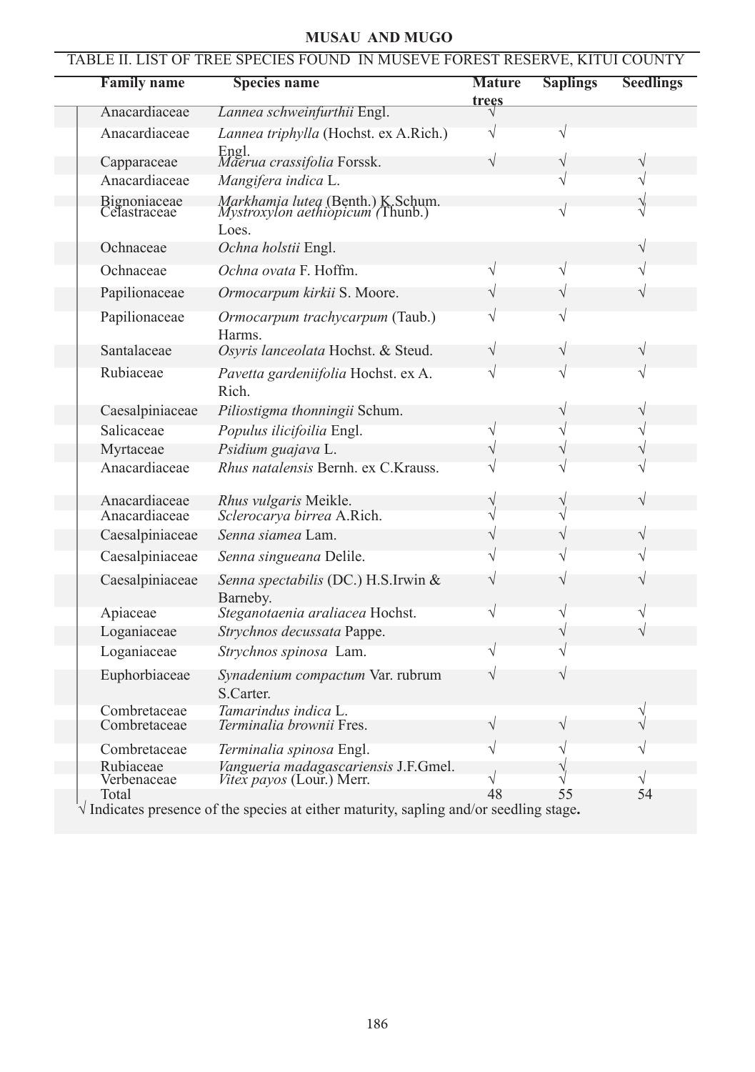TABLE II. LIST OF TREE SPECIES FOUND IN MUSEVE FOREST RESERVE, KITUI COUNTY

| Family name | Species name | Mature trees | Saplings | Seedlings |
|---|---|---|---|---|
| Anacardiaceae | *Lannea schweinfurthii* Engl. | √ | | |
| Anacardiaceae | *Lannea triphylla* (Hochst. ex A.Rich.) Engl. | √ | √ | |
| Capparaceae | *Maerua crassifolia* Forssk. | √ | √ | √ |
| Anacardiaceae | *Mangifera indica* L. | | √ | √ |
| Bignoniaceae | *Markhamia lutea* (Benth.) K.Schum. | | | √ |
| Celastraceae | *Mystroxylon aethiopicum* (Thunb.) Loes. | | √ | √ |
| Ochnaceae | *Ochna holstii* Engl. | | | √ |
| Ochnaceae | *Ochna ovata* F. Hoffm. | √ | √ | √ |
| Papilionaceae | *Ormocarpum kirkii* S. Moore. | √ | √ | √ |
| Papilionaceae | *Ormocarpum trachycarpum* (Taub.) Harms. | √ | √ | |
| Santalaceae | *Osyris lanceolata* Hochst. & Steud. | √ | √ | √ |
| Rubiaceae | *Pavetta gardeniifolia* Hochst. ex A. Rich. | √ | √ | √ |
| Caesalpiniaceae | *Piliostigma thonningii* Schum. | | √ | √ |
| Salicaceae | *Populus ilicifoilia* Engl. | √ | √ | √ |
| Myrtaceae | *Psidium guajava* L. | √ | √ | √ |
| Anacardiaceae | *Rhus natalensis* Bernh. ex C.Krauss. | √ | √ | √ |
| Anacardiaceae | *Rhus vulgaris* Meikle. | √ | √ | √ |
| Anacardiaceae | *Sclerocarya birrea* A.Rich. | √ | √ | |
| Caesalpiniaceae | *Senna siamea* Lam. | √ | √ | √ |
| Caesalpiniaceae | *Senna singueana* Delile. | √ | √ | √ |
| Caesalpiniaceae | *Senna spectabilis* (DC.) H.S.Irwin & Barneby. | √ | √ | √ |
| Apiaceae | *Steganotaenia araliacea* Hochst. | √ | √ | √ |
| Loganiaceae | *Strychnos decussata* Pappe. | | √ | √ |
| Loganiaceae | *Strychnos spinosa* Lam. | √ | √ | |
| Euphorbiaceae | *Synadenium compactum* Var. rubrum S.Carter. | √ | √ | |
| Combretaceae | *Tamarindus indica* L. | | | √ |
| Combretaceae | *Terminalia brownii* Fres. | √ | √ | √ |
| Combretaceae | *Terminalia spinosa* Engl. | √ | √ | √ |
| Rubiaceae | *Vangueria madagascariensis* J.F.Gmel. | | √ | |
| Verbenaceae | *Vitex payos* (Lour.) Merr. | √ | √ | √ |
| Total | | 48 | 55 | 54 |

√ Indicates presence of the species at either maturity, sapling and/or seedling stage.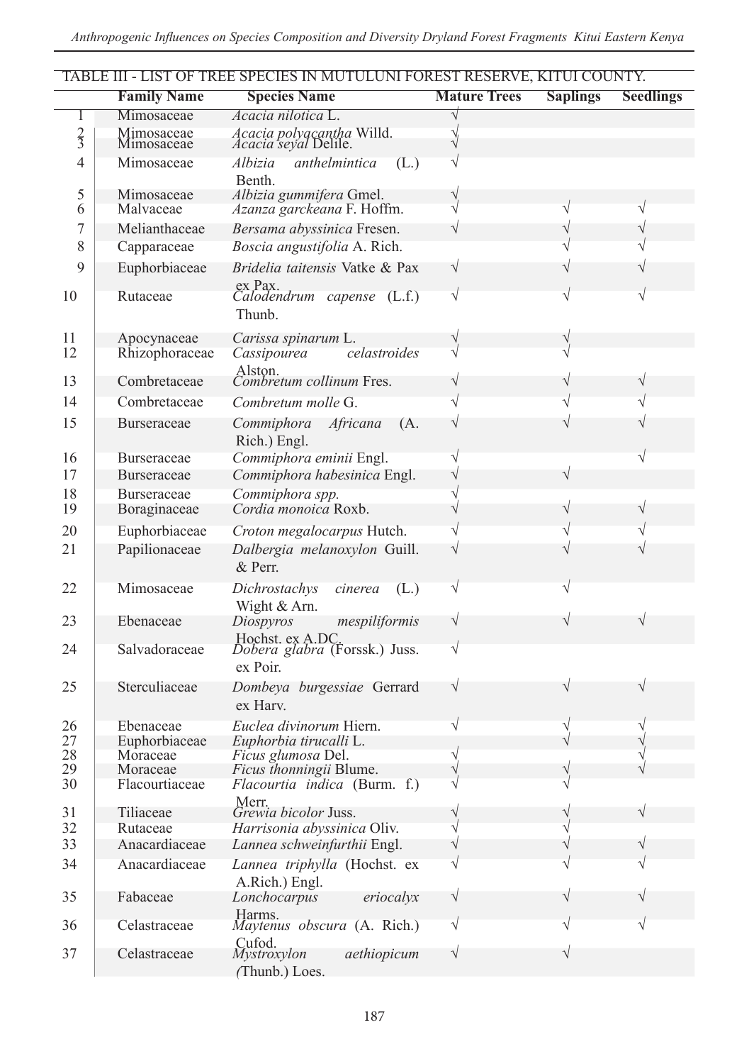TABLE III - LIST OF TREE SPECIES IN MUTULUNI FOREST RESERVE, KITUI COUNTY.

| | Family Name | Species Name | Mature Trees | Saplings | Seedlings |
|---|---|---|---|---|---|
| 1 | Mimosaceae | *Acacia nilotica* L. | √ | | |
| 2 | Mimosaceae | *Acacia polyacantha* Willd. | √ | | |
| 3 | Mimosaceae | *Acacia seyal* Delile. | √ | | |
| 4 | Mimosaceae | *Albizia anthelmintica* (L.) Benth. | √ | | |
| 5 | Mimosaceae | *Albizia gummifera* Gmel. | √ | | |
| 6 | Malvaceae | *Azanza garckeana* F. Hoffm. | √ | √ | √ |
| 7 | Melianthaceae | *Bersama abyssinica* Fresen. | √ | √ | √ |
| 8 | Capparaceae | *Boscia angustifolia* A. Rich. | | √ | √ |
| 9 | Euphorbiaceae | *Bridelia taitensis* Vatke & Pax ex Pax. | √ | √ | √ |
| 10 | Rutaceae | *Calodendrum capense* (L.f.) Thunb. | √ | √ | √ |
| 11 | Apocynaceae | *Carissa spinarum* L. | √ | √ | |
| 12 | Rhizophoraceae | *Cassipourea celastroides* Alston. | √ | √ | |
| 13 | Combretaceae | *Combretum collinum* Fres. | √ | √ | √ |
| 14 | Combretaceae | *Combretum molle* G. | √ | √ | √ |
| 15 | Burseraceae | *Commiphora Africana* (A. Rich.) Engl. | √ | √ | √ |
| 16 | Burseraceae | *Commiphora eminii* Engl. | √ | | √ |
| 17 | Burseraceae | *Commiphora habesinica* Engl. | √ | √ | |
| 18 | Burseraceae | *Commiphora spp.* | √ | | |
| 19 | Boraginaceae | *Cordia monoica* Roxb. | √ | √ | √ |
| 20 | Euphorbiaceae | *Croton megalocarpus* Hutch. | √ | √ | √ |
| 21 | Papilionaceae | *Dalbergia melanoxylon* Guill. & Perr. | √ | √ | √ |
| 22 | Mimosaceae | *Dichrostachys cinerea* (L.) Wight & Arn. | √ | √ | |
| 23 | Ebenaceae | *Diospyros mespiliformis* Hochst. ex A.DC. | √ | √ | √ |
| 24 | Salvadoraceae | *Dobera glabra* (Forssk.) Juss. ex Poir. | √ | | |
| 25 | Sterculiaceae | *Dombeya burgessiae* Gerrard ex Harv. | √ | √ | √ |
| 26 | Ebenaceae | *Euclea divinorum* Hiern. | √ | √ | √ |
| 27 | Euphorbiaceae | *Euphorbia tirucalli* L. | | √ | √ |
| 28 | Moraceae | *Ficus glumosa* Del. | √ | | √ |
| 29 | Moraceae | *Ficus thonningii* Blume. | √ | √ | √ |
| 30 | Flacourtiaceae | *Flacourtia indica* (Burm. f.) Merr. | √ | √ | |
| 31 | Tiliaceae | *Grewia bicolor* Juss. | √ | √ | √ |
| 32 | Rutaceae | *Harrisonia abyssinica* Oliv. | √ | √ | |
| 33 | Anacardiaceae | *Lannea schweinfurthii* Engl. | √ | √ | √ |
| 34 | Anacardiaceae | *Lannea triphylla* (Hochst. ex A.Rich.) Engl. | √ | √ | √ |
| 35 | Fabaceae | *Lonchocarpus eriocalyx* Harms. | √ | √ | √ |
| 36 | Celastraceae | *Maytenus obscura* (A. Rich.) Cufod. | √ | √ | √ |
| 37 | Celastraceae | *Mystroxylon aethiopicum* (Thunb.) Loes. | √ | √ | |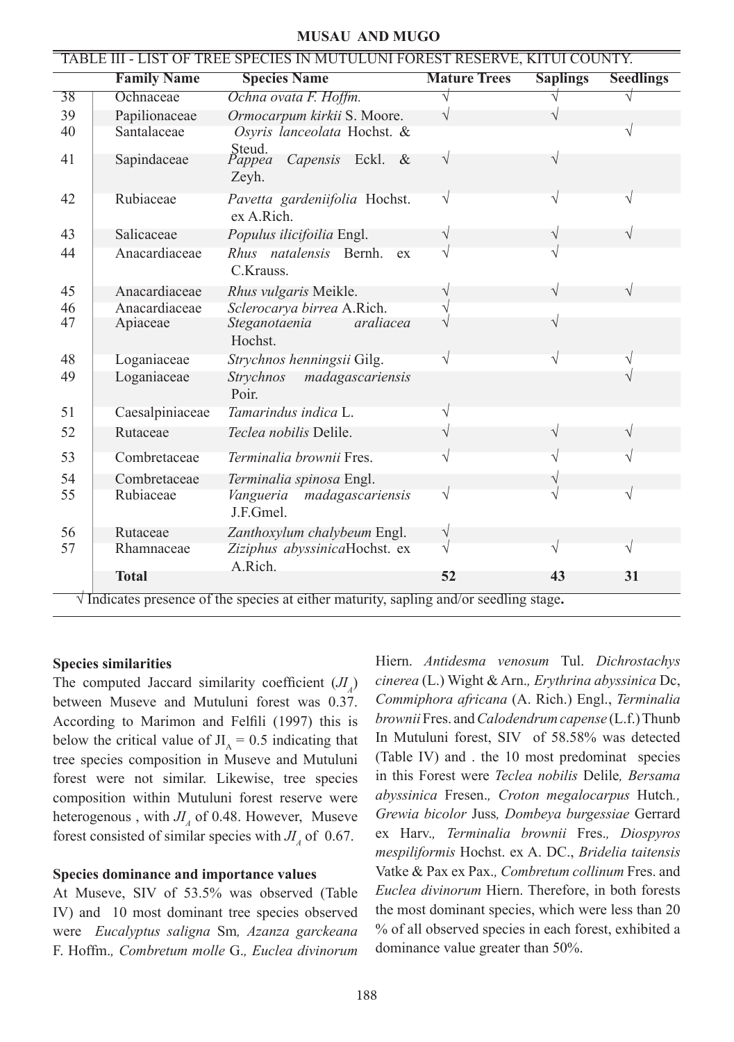TABLE III - LIST OF TREE SPECIES IN MUTULUNI FOREST RESERVE, KITUI COUNTY.

| | Family Name | Species Name | Mature Trees | Saplings | Seedlings |
|---|---|---|---|---|---|
| 38 | Ochnaceae | *Ochna ovata F. Hoffm.* | √ | √ | √ |
| 39 | Papilionaceae | *Ormocarpum kirkii* S. Moore. | √ | √ | |
| 40 | Santalaceae | *Osyris lanceolata* Hochst. & Steud. | | | √ |
| 41 | Sapindaceae | *Pappea Capensis* Eckl. & Zeyh. | √ | √ | |
| 42 | Rubiaceae | *Pavetta gardeniifolia* Hochst. ex A.Rich. | √ | √ | √ |
| 43 | Salicaceae | *Populus ilicifoilia* Engl. | √ | √ | √ |
| 44 | Anacardiaceae | *Rhus natalensis* Bernh. ex C.Krauss. | √ | √ | |
| 45 | Anacardiaceae | *Rhus vulgaris* Meikle. | √ | √ | √ |
| 46 | Anacardiaceae | *Sclerocarya birrea* A.Rich. | √ | | |
| 47 | Apiaceae | *Steganotaenia araliacea* Hochst. | √ | √ | |
| 48 | Loganiaceae | *Strychnos henningsii* Gilg. | √ | √ | √ |
| 49 | Loganiaceae | *Strychnos madagascariensis* Poir. | | | √ |
| 51 | Caesalpiniaceae | *Tamarindus indica* L. | √ | | |
| 52 | Rutaceae | *Teclea nobilis* Delile. | √ | √ | √ |
| 53 | Combretaceae | *Terminalia brownii* Fres. | √ | √ | √ |
| 54 | Combretaceae | *Terminalia spinosa* Engl. | | √ | |
| 55 | Rubiaceae | *Vangueria madagascariensis* J.F.Gmel. | √ | √ | √ |
| 56 | Rutaceae | *Zanthoxylum chalybeum* Engl. | √ | | |
| 57 | Rhamnaceae | *Ziziphus abyssinica*Hochst. ex A.Rich. | √ | √ | √ |
| | **Total** | | **52** | **43** | **31** |

√ Indicates presence of the species at either maturity, sapling and/or seedling stage.

**Species similarities**

The computed Jaccard similarity coefficient ($JI_A$) between Museve and Mutuluni forest was 0.37. According to Marimon and Felfili (1997) this is below the critical value of $JI_A = 0.5$ indicating that tree species composition in Museve and Mutuluni forest were not similar. Likewise, tree species composition within Mutuluni forest reserve were heterogenous , with $JI_A$ of 0.48. However, Museve forest consisted of similar species with $JI_A$ of 0.67.

**Species dominance and importance values**

At Museve, SIV of 53.5% was observed (Table IV) and 10 most dominant tree species observed were *Eucalyptus saligna* Sm*, Azanza garckeana* F. Hoffm.*, Combretum molle* G.*, Euclea divinorum* Hiern. *Antidesma venosum* Tul. *Dichrostachys cinerea* (L.) Wight & Arn.*, Erythrina abyssinica* Dc, *Commiphora africana* (A. Rich.) Engl., *Terminalia brownii* Fres. and *Calodendrum capense* (L.f.) Thunb In Mutuluni forest, SIV of 58.58% was detected (Table IV) and . the 10 most predominat species in this Forest were *Teclea nobilis* Delile*, Bersama abyssinica* Fresen.*, Croton megalocarpus* Hutch*., Grewia bicolor* Juss*, Dombeya burgessiae* Gerrard ex Harv.*, Terminalia brownii* Fres.*, Diospyros mespiliformis* Hochst. ex A. DC., *Bridelia taitensis* Vatke & Pax ex Pax.*, Combretum collinum* Fres. and *Euclea divinorum* Hiern. Therefore, in both forests the most dominant species, which were less than 20 % of all observed species in each forest, exhibited a dominance value greater than 50%.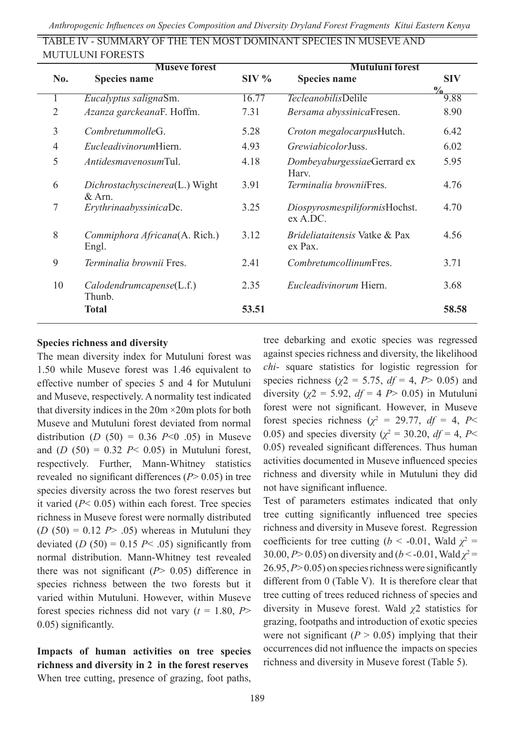TABLE IV - SUMMARY OF THE TEN MOST DOMINANT SPECIES IN MUSEVE AND MUTULUNI FORESTS

| | Museve forest | | Mutuluni forest | |
|---|---|---|---|---|
| **No.** | **Species name** | **SIV %** | **Species name** | **SIV %** |
| 1 | *Eucalyptus saligna*Sm. | 16.77 | *Tecleanobilis*Delile | 9.88 |
| 2 | *Azanza garckeana*F. Hoffm. | 7.31 | *Bersama abyssinica*Fresen. | 8.90 |
| 3 | *Combretummolle*G. | 5.28 | *Croton megalocarpus*Hutch. | 6.42 |
| 4 | *Eucleadivinorum*Hiern. | 4.93 | *Grewiabicolor*Juss. | 6.02 |
| 5 | *Antidesmavenosum*Tul. | 4.18 | *Dombeyaburgessiae*Gerrard ex Harv. | 5.95 |
| 6 | *Dichrostachyscinerea*(L.) Wight & Arn. | 3.91 | *Terminalia brownii*Fres. | 4.76 |
| 7 | *Erythrinaabyssinica*Dc. | 3.25 | *Diospyrosmespiliformis*Hochst. ex A.DC. | 4.70 |
| 8 | *Commiphora Africana*(A. Rich.) Engl. | 3.12 | *Brideliataitensis* Vatke & Pax ex Pax. | 4.56 |
| 9 | *Terminalia brownii* Fres. | 2.41 | *Combretumcollinum*Fres. | 3.71 |
| 10 | *Calodendrumcapense*(L.f.) Thunb. | 2.35 | *Eucleadivinorum* Hiern. | 3.68 |
| | **Total** | **53.51** | | **58.58** |

**Species richness and diversity**

The mean diversity index for Mutuluni forest was 1.50 while Museve forest was 1.46 equivalent to effective number of species 5 and 4 for Mutuluni and Museve, respectively. A normality test indicated that diversity indices in the 20m ×20m plots for both Museve and Mutuluni forest deviated from normal distribution ($D$ (50) = 0.36 $P$<0 .05) in Museve and ($D$ (50) = 0.32 $P$< 0.05) in Mutuluni forest, respectively. Further, Mann-Whitney statistics revealed no significant differences ($P$> 0.05) in tree species diversity across the two forest reserves but it varied ($P$< 0.05) within each forest. Tree species richness in Museve forest were normally distributed ($D$ (50) = 0.12 $P$> .05) whereas in Mutuluni they deviated ($D$ (50) = 0.15 $P$< .05) significantly from normal distribution. Mann-Whitney test revealed there was not significant ($P$> 0.05) difference in species richness between the two forests but it varied within Mutuluni. However, within Museve forest species richness did not vary ($t$ = 1.80, $P$> 0.05) significantly.

**Impacts of human activities on tree species richness and diversity in 2 in the forest reserves**

When tree cutting, presence of grazing, foot paths, tree debarking and exotic species was regressed against species richness and diversity, the likelihood *chi*- square statistics for logistic regression for species richness ($\chi 2$ = 5.75, $df$ = 4, $P$> 0.05) and diversity ($\chi 2$ = 5.92, $df$ = 4 $P$> 0.05) in Mutuluni forest were not significant. However, in Museve forest species richness ($\chi^2$ = 29.77, $df$ = 4, $P$< 0.05) and species diversity ($\chi^2$ = 30.20, $df$ = 4, $P$< 0.05) revealed significant differences. Thus human activities documented in Museve influenced species richness and diversity while in Mutuluni they did not have significant influence.

Test of parameters estimates indicated that only tree cutting significantly influenced tree species richness and diversity in Museve forest. Regression coefficients for tree cutting ($b$ < -0.01, Wald $\chi^2$ = 30.00, $P$> 0.05) on diversity and ($b$ < -0.01, Wald $\chi^2$ = 26.95, $P$> 0.05) on species richness were significantly different from 0 (Table V). It is therefore clear that tree cutting of trees reduced richness of species and diversity in Museve forest. Wald $\chi 2$ statistics for grazing, footpaths and introduction of exotic species were not significant ($P$ > 0.05) implying that their occurrences did not influence the impacts on species richness and diversity in Museve forest (Table 5).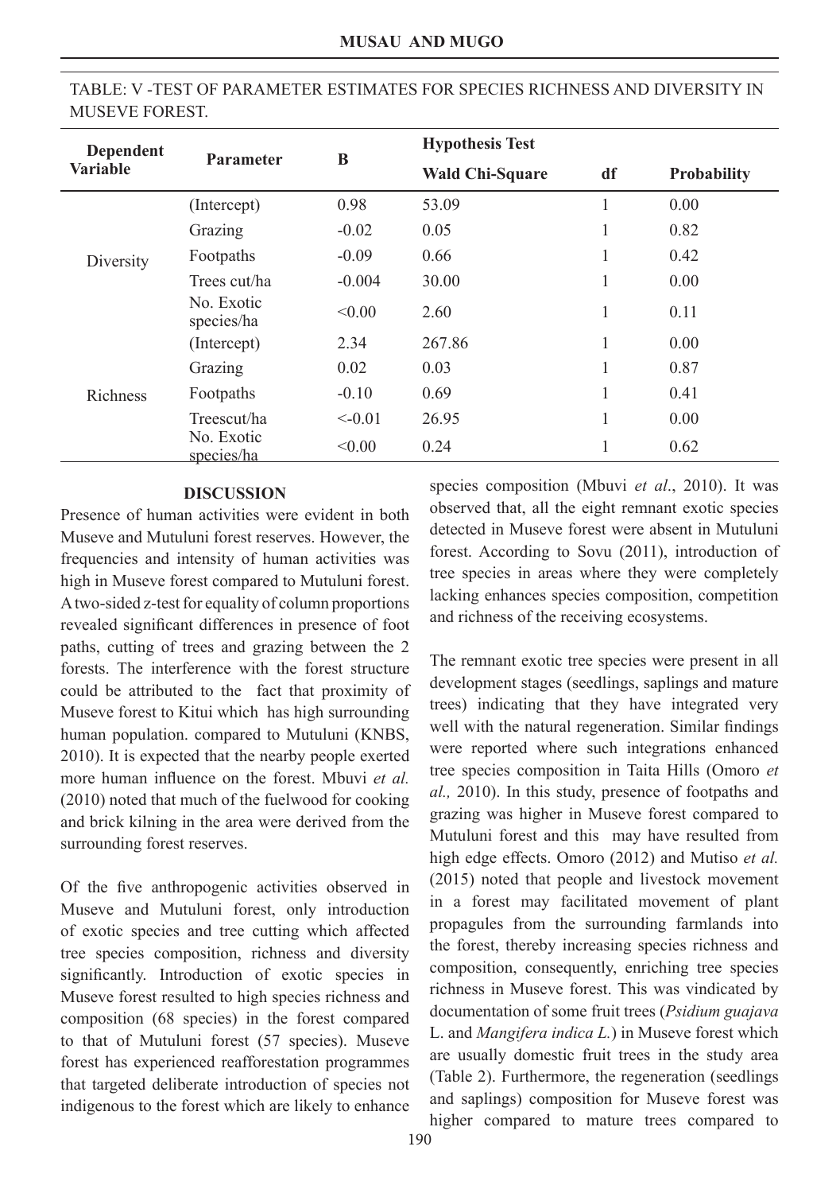TABLE: V -TEST OF PARAMETER ESTIMATES FOR SPECIES RICHNESS AND DIVERSITY IN MUSEVE FOREST.

| Dependent Variable | Parameter | B | Hypothesis Test | | |
|---|---|---|---|---|---|
| | | | Wald Chi-Square | df | Probability |
| Diversity | (Intercept) | 0.98 | 53.09 | 1 | 0.00 |
| | Grazing | -0.02 | 0.05 | 1 | 0.82 |
| | Footpaths | -0.09 | 0.66 | 1 | 0.42 |
| | Trees cut/ha | -0.004 | 30.00 | 1 | 0.00 |
| | No. Exotic species/ha | <0.00 | 2.60 | 1 | 0.11 |
| Richness | (Intercept) | 2.34 | 267.86 | 1 | 0.00 |
| | Grazing | 0.02 | 0.03 | 1 | 0.87 |
| | Footpaths | -0.10 | 0.69 | 1 | 0.41 |
| | Treescut/ha | <-0.01 | 26.95 | 1 | 0.00 |
| | No. Exotic species/ha | <0.00 | 0.24 | 1 | 0.62 |

## DISCUSSION

Presence of human activities were evident in both Museve and Mutuluni forest reserves. However, the frequencies and intensity of human activities was high in Museve forest compared to Mutuluni forest. A two-sided z-test for equality of column proportions revealed significant differences in presence of foot paths, cutting of trees and grazing between the 2 forests. The interference with the forest structure could be attributed to the fact that proximity of Museve forest to Kitui which has high surrounding human population. compared to Mutuluni (KNBS, 2010). It is expected that the nearby people exerted more human influence on the forest. Mbuvi *et al.* (2010) noted that much of the fuelwood for cooking and brick kilning in the area were derived from the surrounding forest reserves.

Of the five anthropogenic activities observed in Museve and Mutuluni forest, only introduction of exotic species and tree cutting which affected tree species composition, richness and diversity significantly. Introduction of exotic species in Museve forest resulted to high species richness and composition (68 species) in the forest compared to that of Mutuluni forest (57 species). Museve forest has experienced reafforestation programmes that targeted deliberate introduction of species not indigenous to the forest which are likely to enhance species composition (Mbuvi *et al*., 2010). It was observed that, all the eight remnant exotic species detected in Museve forest were absent in Mutuluni forest. According to Sovu (2011), introduction of tree species in areas where they were completely lacking enhances species composition, competition and richness of the receiving ecosystems.

The remnant exotic tree species were present in all development stages (seedlings, saplings and mature trees) indicating that they have integrated very well with the natural regeneration. Similar findings were reported where such integrations enhanced tree species composition in Taita Hills (Omoro *et al.,* 2010). In this study, presence of footpaths and grazing was higher in Museve forest compared to Mutuluni forest and this may have resulted from high edge effects. Omoro (2012) and Mutiso *et al.* (2015) noted that people and livestock movement in a forest may facilitated movement of plant propagules from the surrounding farmlands into the forest, thereby increasing species richness and composition, consequently, enriching tree species richness in Museve forest. This was vindicated by documentation of some fruit trees (*Psidium guajava* L. and *Mangifera indica L.*) in Museve forest which are usually domestic fruit trees in the study area (Table 2). Furthermore, the regeneration (seedlings and saplings) composition for Museve forest was higher compared to mature trees compared to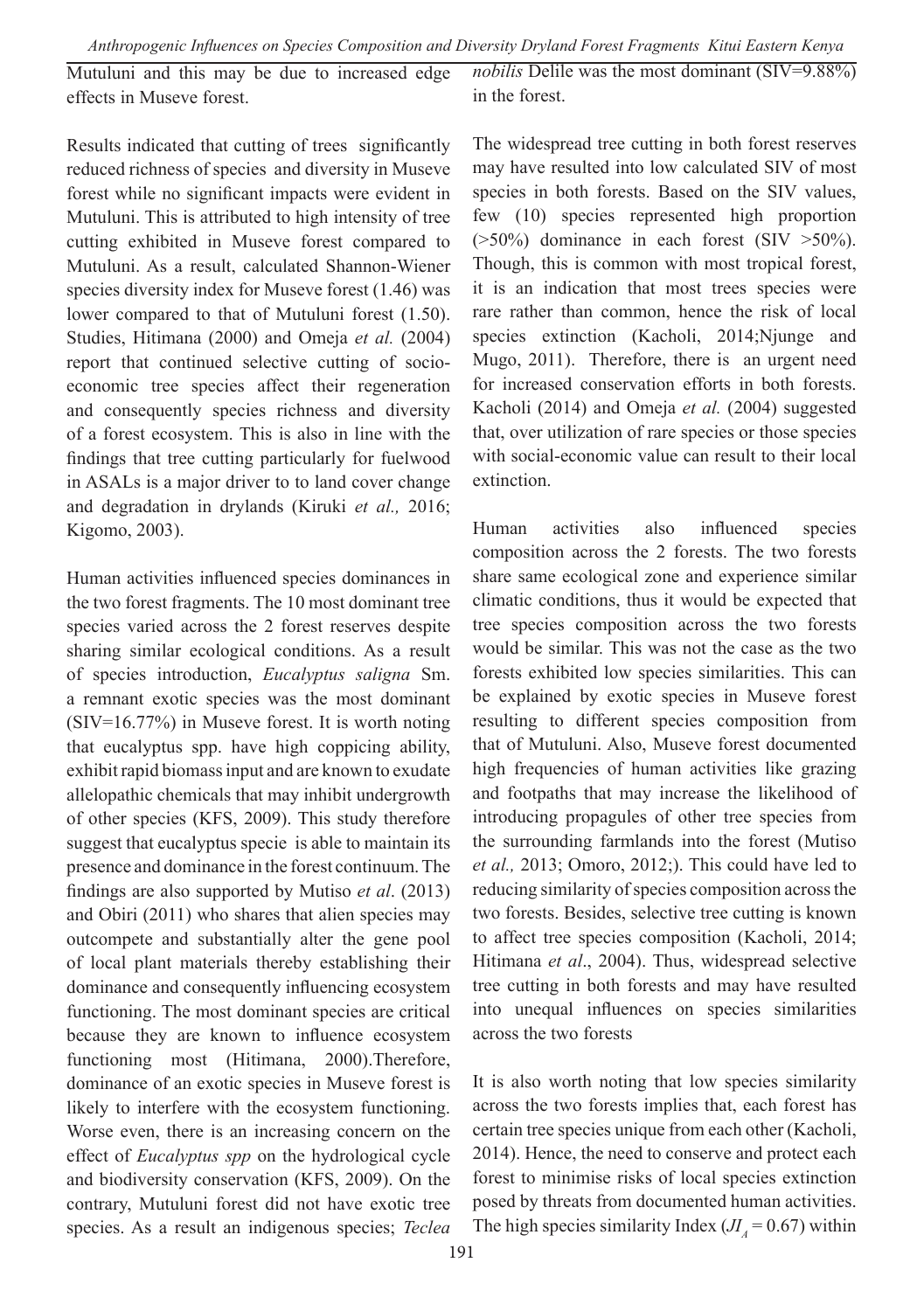Mutuluni and this may be due to increased edge effects in Museve forest.

Results indicated that cutting of trees significantly reduced richness of species and diversity in Museve forest while no significant impacts were evident in Mutuluni. This is attributed to high intensity of tree cutting exhibited in Museve forest compared to Mutuluni. As a result, calculated Shannon-Wiener species diversity index for Museve forest (1.46) was lower compared to that of Mutuluni forest (1.50). Studies, Hitimana (2000) and Omeja *et al.* (2004) report that continued selective cutting of socio-economic tree species affect their regeneration and consequently species richness and diversity of a forest ecosystem. This is also in line with the findings that tree cutting particularly for fuelwood in ASALs is a major driver to to land cover change and degradation in drylands (Kiruki *et al.,* 2016; Kigomo, 2003).

Human activities influenced species dominances in the two forest fragments. The 10 most dominant tree species varied across the 2 forest reserves despite sharing similar ecological conditions. As a result of species introduction, *Eucalyptus saligna* Sm. a remnant exotic species was the most dominant (SIV=16.77%) in Museve forest. It is worth noting that eucalyptus spp. have high coppicing ability, exhibit rapid biomass input and are known to exudate allelopathic chemicals that may inhibit undergrowth of other species (KFS, 2009). This study therefore suggest that eucalyptus specie is able to maintain its presence and dominance in the forest continuum. The findings are also supported by Mutiso *et al*. (2013) and Obiri (2011) who shares that alien species may outcompete and substantially alter the gene pool of local plant materials thereby establishing their dominance and consequently influencing ecosystem functioning. The most dominant species are critical because they are known to influence ecosystem functioning most (Hitimana, 2000).Therefore, dominance of an exotic species in Museve forest is likely to interfere with the ecosystem functioning. Worse even, there is an increasing concern on the effect of *Eucalyptus spp* on the hydrological cycle and biodiversity conservation (KFS, 2009). On the contrary, Mutuluni forest did not have exotic tree species. As a result an indigenous species; *Teclea nobilis* Delile was the most dominant (SIV=9.88%) in the forest.

The widespread tree cutting in both forest reserves may have resulted into low calculated SIV of most species in both forests. Based on the SIV values, few (10) species represented high proportion (>50%) dominance in each forest (SIV >50%). Though, this is common with most tropical forest, it is an indication that most trees species were rare rather than common, hence the risk of local species extinction (Kacholi, 2014;Njunge and Mugo, 2011). Therefore, there is an urgent need for increased conservation efforts in both forests. Kacholi (2014) and Omeja *et al.* (2004) suggested that, over utilization of rare species or those species with social-economic value can result to their local extinction.

Human activities also influenced species composition across the 2 forests. The two forests share same ecological zone and experience similar climatic conditions, thus it would be expected that tree species composition across the two forests would be similar. This was not the case as the two forests exhibited low species similarities. This can be explained by exotic species in Museve forest resulting to different species composition from that of Mutuluni. Also, Museve forest documented high frequencies of human activities like grazing and footpaths that may increase the likelihood of introducing propagules of other tree species from the surrounding farmlands into the forest (Mutiso *et al.,* 2013; Omoro, 2012;). This could have led to reducing similarity of species composition across the two forests. Besides, selective tree cutting is known to affect tree species composition (Kacholi, 2014; Hitimana *et al*., 2004). Thus, widespread selective tree cutting in both forests and may have resulted into unequal influences on species similarities across the two forests

It is also worth noting that low species similarity across the two forests implies that, each forest has certain tree species unique from each other (Kacholi, 2014). Hence, the need to conserve and protect each forest to minimise risks of local species extinction posed by threats from documented human activities. The high species similarity Index ($JI_A = 0.67$) within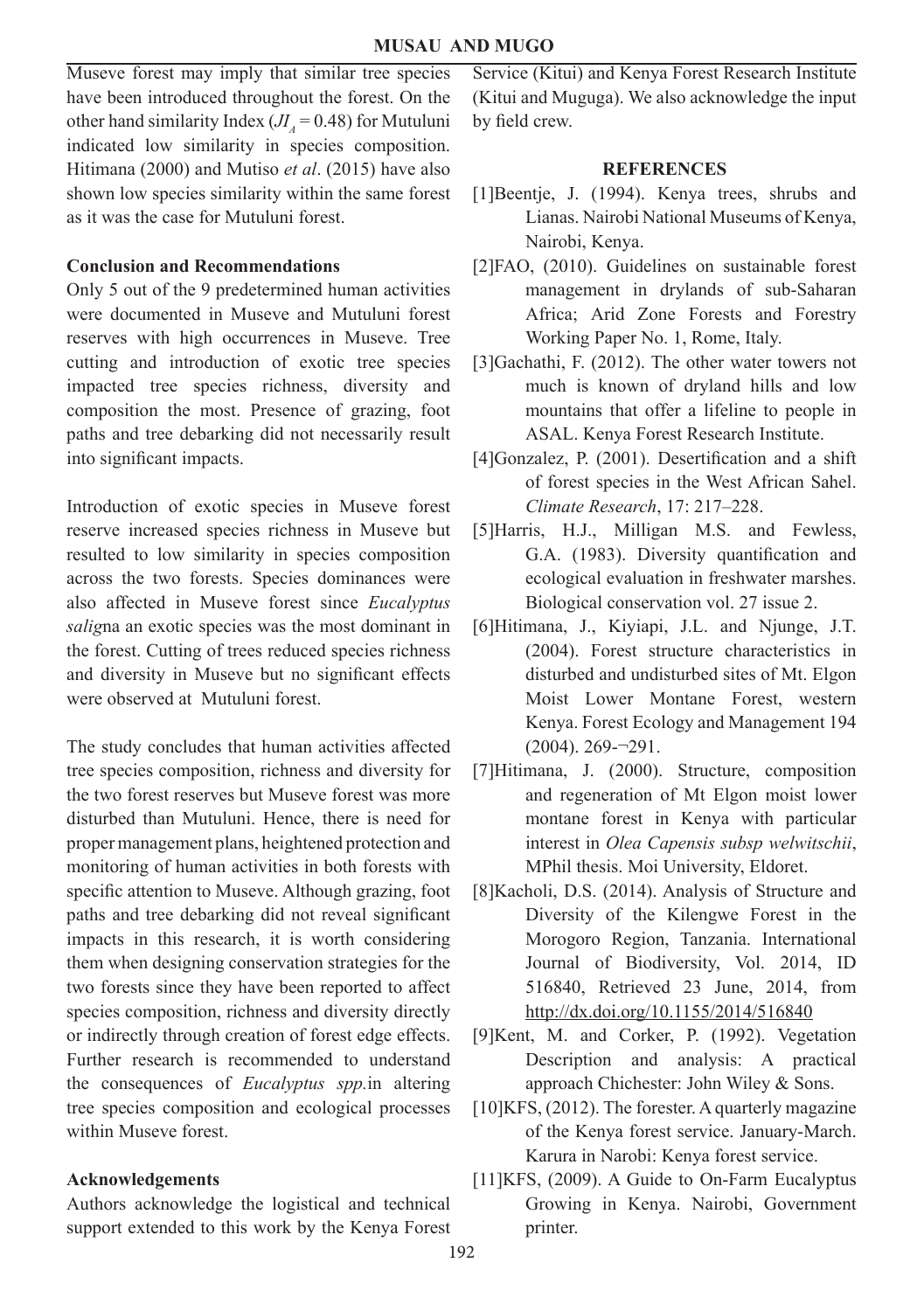Museve forest may imply that similar tree species have been introduced throughout the forest. On the other hand similarity Index ($JI_A = 0.48$) for Mutuluni indicated low similarity in species composition. Hitimana (2000) and Mutiso *et al*. (2015) have also shown low species similarity within the same forest as it was the case for Mutuluni forest.

### Conclusion and Recommendations

Only 5 out of the 9 predetermined human activities were documented in Museve and Mutuluni forest reserves with high occurrences in Museve. Tree cutting and introduction of exotic tree species impacted tree species richness, diversity and composition the most. Presence of grazing, foot paths and tree debarking did not necessarily result into significant impacts.

Introduction of exotic species in Museve forest reserve increased species richness in Museve but resulted to low similarity in species composition across the two forests. Species dominances were also affected in Museve forest since *Eucalyptus salig*na an exotic species was the most dominant in the forest. Cutting of trees reduced species richness and diversity in Museve but no significant effects were observed at Mutuluni forest.

The study concludes that human activities affected tree species composition, richness and diversity for the two forest reserves but Museve forest was more disturbed than Mutuluni. Hence, there is need for proper management plans, heightened protection and monitoring of human activities in both forests with specific attention to Museve. Although grazing, foot paths and tree debarking did not reveal significant impacts in this research, it is worth considering them when designing conservation strategies for the two forests since they have been reported to affect species composition, richness and diversity directly or indirectly through creation of forest edge effects. Further research is recommended to understand the consequences of *Eucalyptus spp.*in altering tree species composition and ecological processes within Museve forest.

### Acknowledgements

Authors acknowledge the logistical and technical support extended to this work by the Kenya Forest Service (Kitui) and Kenya Forest Research Institute (Kitui and Muguga). We also acknowledge the input by field crew.

### REFERENCES

[1]Beentje, J. (1994). Kenya trees, shrubs and Lianas. Nairobi National Museums of Kenya, Nairobi, Kenya.

[2]FAO, (2010). Guidelines on sustainable forest management in drylands of sub-Saharan Africa; Arid Zone Forests and Forestry Working Paper No. 1, Rome, Italy.

[3]Gachathi, F. (2012). The other water towers not much is known of dryland hills and low mountains that offer a lifeline to people in ASAL. Kenya Forest Research Institute.

[4]Gonzalez, P. (2001). Desertification and a shift of forest species in the West African Sahel. *Climate Research*, 17: 217–228.

[5]Harris, H.J., Milligan M.S. and Fewless, G.A. (1983). Diversity quantification and ecological evaluation in freshwater marshes. Biological conservation vol. 27 issue 2.

[6]Hitimana, J., Kiyiapi, J.L. and Njunge, J.T. (2004). Forest structure characteristics in disturbed and undisturbed sites of Mt. Elgon Moist Lower Montane Forest, western Kenya. Forest Ecology and Management 194 (2004). 269-¬291.

[7]Hitimana, J. (2000). Structure, composition and regeneration of Mt Elgon moist lower montane forest in Kenya with particular interest in *Olea Capensis subsp welwitschii*, MPhil thesis. Moi University, Eldoret.

[8]Kacholi, D.S. (2014). Analysis of Structure and Diversity of the Kilengwe Forest in the Morogoro Region, Tanzania. International Journal of Biodiversity, Vol. 2014, ID 516840, Retrieved 23 June, 2014, from http://dx.doi.org/10.1155/2014/516840

[9]Kent, M. and Corker, P. (1992). Vegetation Description and analysis: A practical approach Chichester: John Wiley & Sons.

[10]KFS, (2012). The forester. A quarterly magazine of the Kenya forest service. January-March. Karura in Narobi: Kenya forest service.

[11]KFS, (2009). A Guide to On-Farm Eucalyptus Growing in Kenya. Nairobi, Government printer.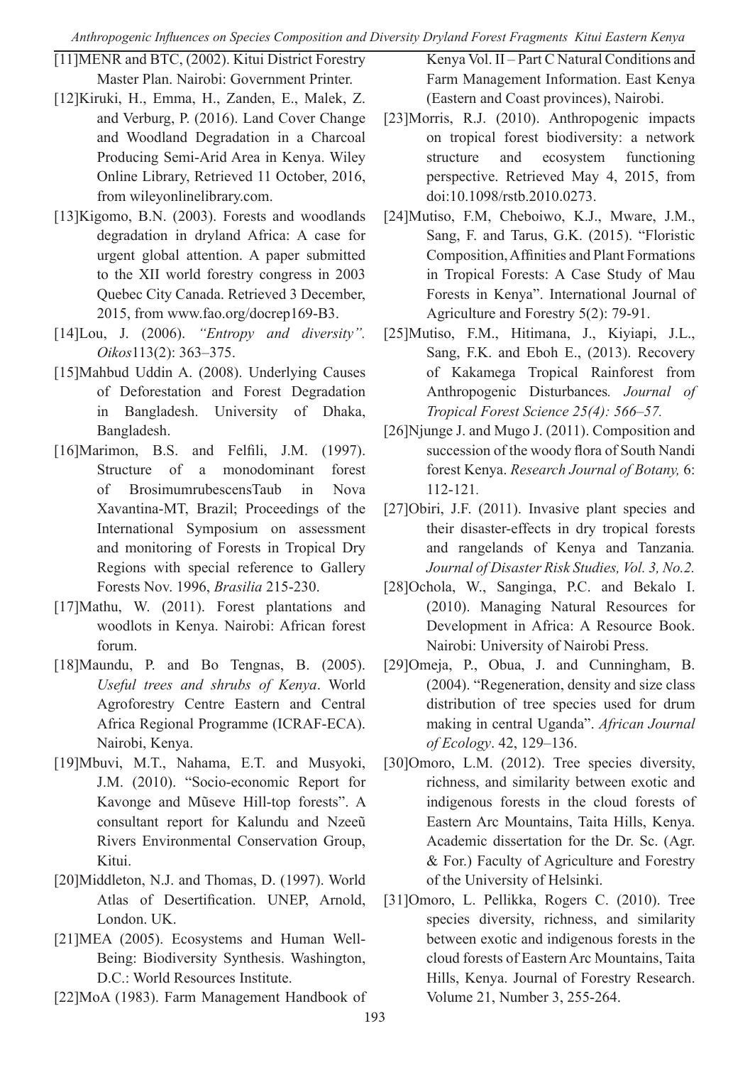[11]MENR and BTC, (2002). Kitui District Forestry Master Plan. Nairobi: Government Printer.

[12]Kiruki, H., Emma, H., Zanden, E., Malek, Z. and Verburg, P. (2016). Land Cover Change and Woodland Degradation in a Charcoal Producing Semi-Arid Area in Kenya. Wiley Online Library, Retrieved 11 October, 2016, from wileyonlinelibrary.com.

[13]Kigomo, B.N. (2003). Forests and woodlands degradation in dryland Africa: A case for urgent global attention. A paper submitted to the XII world forestry congress in 2003 Quebec City Canada. Retrieved 3 December, 2015, from www.fao.org/docrep169-B3.

[14]Lou, J. (2006). *"Entropy and diversity". Oikos*113(2): 363–375.

[15]Mahbud Uddin A. (2008). Underlying Causes of Deforestation and Forest Degradation in Bangladesh. University of Dhaka, Bangladesh.

[16]Marimon, B.S. and Felfili, J.M. (1997). Structure of a monodominant forest of BrosimumrubescensTaub in Nova Xavantina-MT, Brazil; Proceedings of the International Symposium on assessment and monitoring of Forests in Tropical Dry Regions with special reference to Gallery Forests Nov. 1996, *Brasilia* 215-230.

[17]Mathu, W. (2011). Forest plantations and woodlots in Kenya. Nairobi: African forest forum.

[18]Maundu, P. and Bo Tengnas, B. (2005). *Useful trees and shrubs of Kenya*. World Agroforestry Centre Eastern and Central Africa Regional Programme (ICRAF-ECA). Nairobi, Kenya.

[19]Mbuvi, M.T., Nahama, E.T. and Musyoki, J.M. (2010). "Socio-economic Report for Kavonge and Mũseve Hill-top forests". A consultant report for Kalundu and Nzeeũ Rivers Environmental Conservation Group, Kitui.

[20]Middleton, N.J. and Thomas, D. (1997). World Atlas of Desertification. UNEP, Arnold, London. UK.

[21]MEA (2005). Ecosystems and Human Well-Being: Biodiversity Synthesis. Washington, D.C.: World Resources Institute.

[22]MoA (1983). Farm Management Handbook of Kenya Vol. II – Part C Natural Conditions and Farm Management Information. East Kenya (Eastern and Coast provinces), Nairobi.

[23]Morris, R.J. (2010). Anthropogenic impacts on tropical forest biodiversity: a network structure and ecosystem functioning perspective. Retrieved May 4, 2015, from doi:10.1098/rstb.2010.0273.

[24]Mutiso, F.M, Cheboiwo, K.J., Mware, J.M., Sang, F. and Tarus, G.K. (2015). "Floristic Composition, Affinities and Plant Formations in Tropical Forests: A Case Study of Mau Forests in Kenya". International Journal of Agriculture and Forestry 5(2): 79-91.

[25]Mutiso, F.M., Hitimana, J., Kiyiapi, J.L., Sang, F.K. and Eboh E., (2013). Recovery of Kakamega Tropical Rainforest from Anthropogenic Disturbances*. Journal of Tropical Forest Science 25(4): 566–57.*

[26]Njunge J. and Mugo J. (2011). Composition and succession of the woody flora of South Nandi forest Kenya. *Research Journal of Botany,* 6: 112-121*.*

[27]Obiri, J.F. (2011). Invasive plant species and their disaster-effects in dry tropical forests and rangelands of Kenya and Tanzania*. Journal of Disaster Risk Studies, Vol. 3, No.2.*

[28]Ochola, W., Sanginga, P.C. and Bekalo I. (2010). Managing Natural Resources for Development in Africa: A Resource Book. Nairobi: University of Nairobi Press.

[29]Omeja, P., Obua, J. and Cunningham, B. (2004). "Regeneration, density and size class distribution of tree species used for drum making in central Uganda". *African Journal of Ecology*. 42, 129–136.

[30]Omoro, L.M. (2012). Tree species diversity, richness, and similarity between exotic and indigenous forests in the cloud forests of Eastern Arc Mountains, Taita Hills, Kenya. Academic dissertation for the Dr. Sc. (Agr. & For.) Faculty of Agriculture and Forestry of the University of Helsinki.

[31]Omoro, L. Pellikka, Rogers C. (2010). Tree species diversity, richness, and similarity between exotic and indigenous forests in the cloud forests of Eastern Arc Mountains, Taita Hills, Kenya. Journal of Forestry Research. Volume 21, Number 3, 255-264.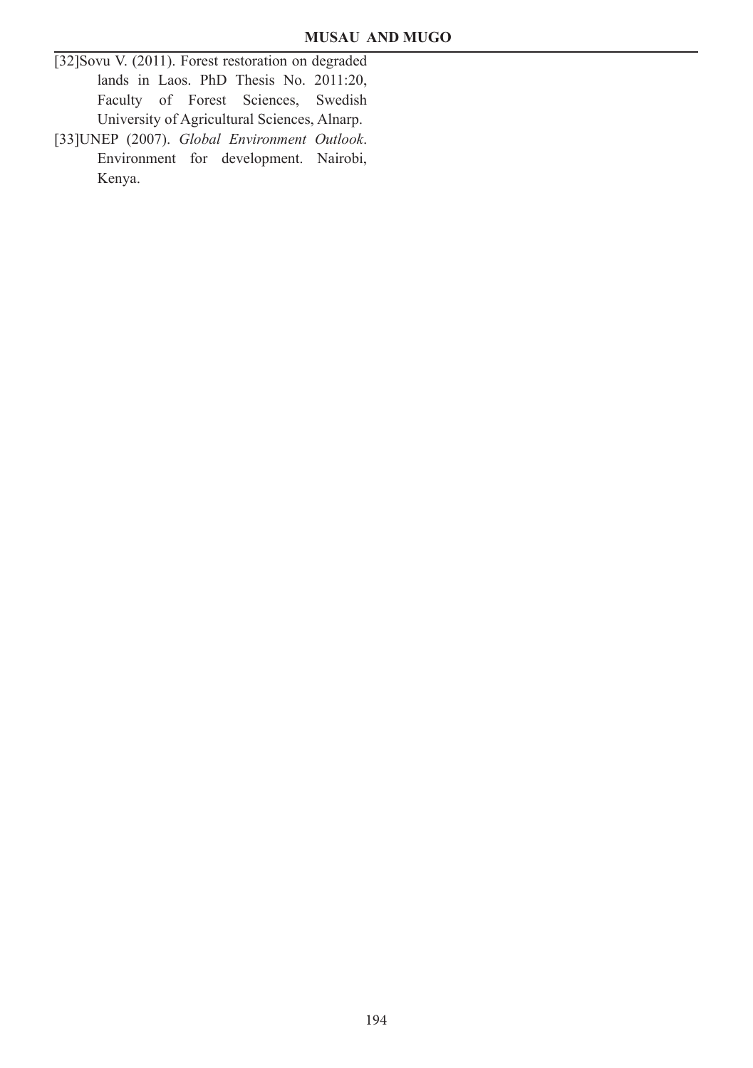[32]Sovu V. (2011). Forest restoration on degraded lands in Laos. PhD Thesis No. 2011:20, Faculty of Forest Sciences, Swedish University of Agricultural Sciences, Alnarp.

[33]UNEP (2007). *Global Environment Outlook*. Environment for development. Nairobi, Kenya.